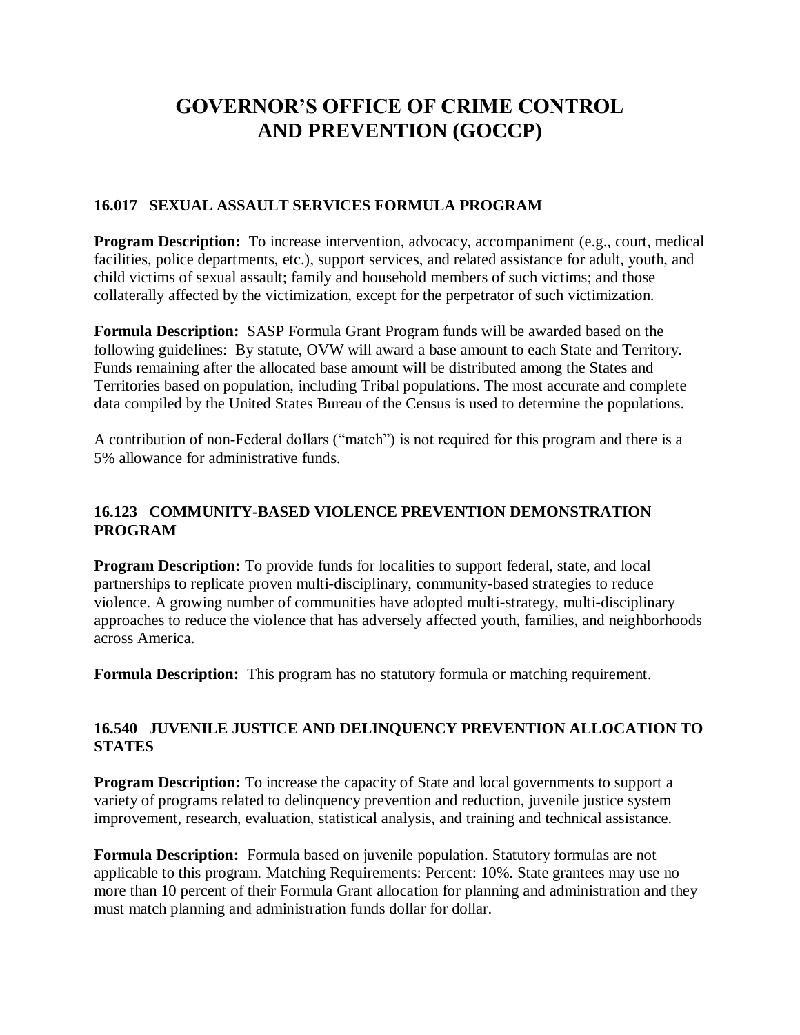# GOVERNOR'S OFFICE OF CRIME CONTROL AND PREVENTION (GOCCP)

### 16.017 SEXUAL ASSAULT SERVICES FORMULA PROGRAM

**Program Description:** To increase intervention, advocacy, accompaniment (e.g., court, medical facilities, police departments, etc.), support services, and related assistance for adult, youth, and child victims of sexual assault; family and household members of such victims; and those collaterally affected by the victimization, except for the perpetrator of such victimization.

**Formula Description:** SASP Formula Grant Program funds will be awarded based on the following guidelines: By statute, OVW will award a base amount to each State and Territory. Funds remaining after the allocated base amount will be distributed among the States and Territories based on population, including Tribal populations. The most accurate and complete data compiled by the United States Bureau of the Census is used to determine the populations.

A contribution of non-Federal dollars ("match") is not required for this program and there is a 5% allowance for administrative funds.

### 16.123 COMMUNITY-BASED VIOLENCE PREVENTION DEMONSTRATION PROGRAM

**Program Description:** To provide funds for localities to support federal, state, and local partnerships to replicate proven multi-disciplinary, community-based strategies to reduce violence. A growing number of communities have adopted multi-strategy, multi-disciplinary approaches to reduce the violence that has adversely affected youth, families, and neighborhoods across America.

**Formula Description:** This program has no statutory formula or matching requirement.

### 16.540 JUVENILE JUSTICE AND DELINQUENCY PREVENTION ALLOCATION TO STATES

**Program Description:** To increase the capacity of State and local governments to support a variety of programs related to delinquency prevention and reduction, juvenile justice system improvement, research, evaluation, statistical analysis, and training and technical assistance.

**Formula Description:** Formula based on juvenile population. Statutory formulas are not applicable to this program. Matching Requirements: Percent: 10%. State grantees may use no more than 10 percent of their Formula Grant allocation for planning and administration and they must match planning and administration funds dollar for dollar.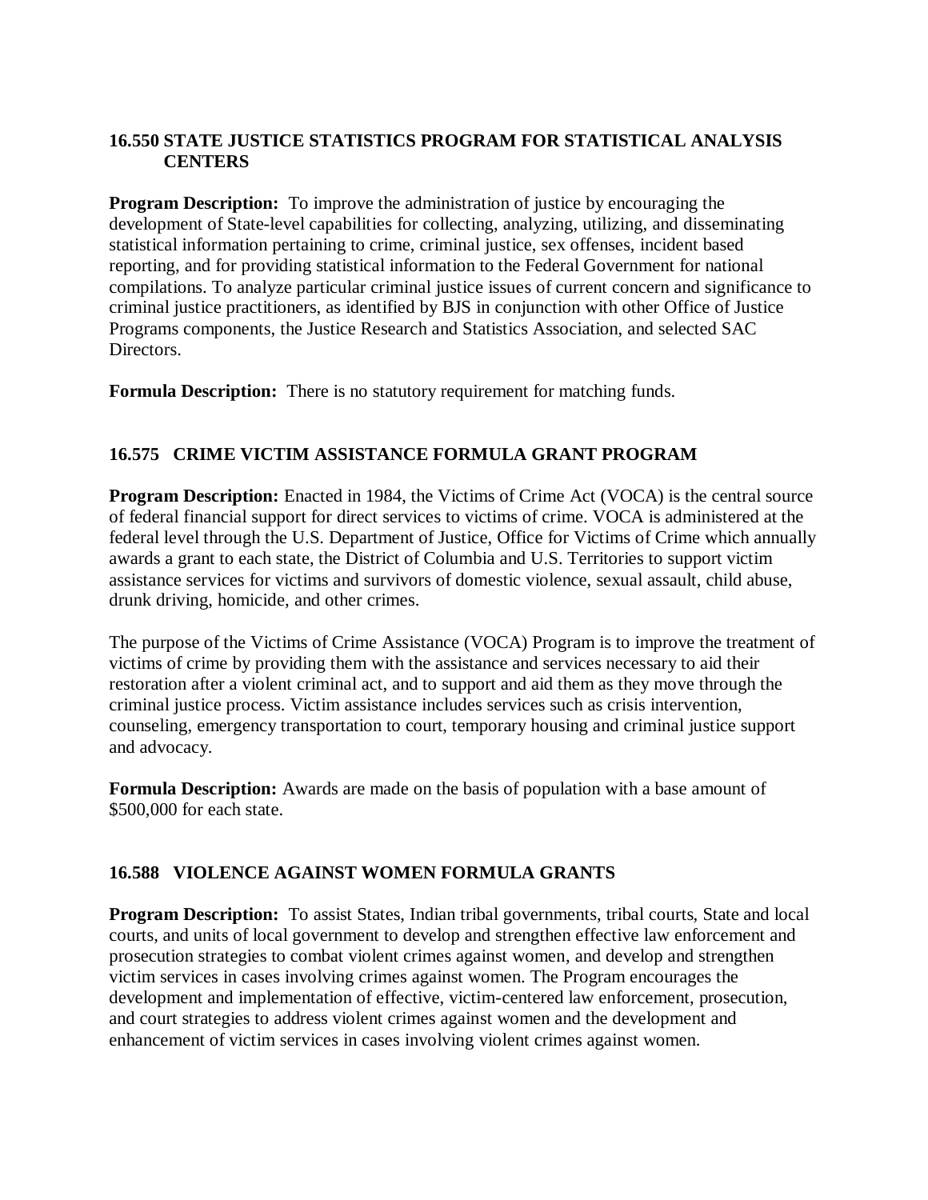### 16.550 STATE JUSTICE STATISTICS PROGRAM FOR STATISTICAL ANALYSIS CENTERS

**Program Description:** To improve the administration of justice by encouraging the development of State-level capabilities for collecting, analyzing, utilizing, and disseminating statistical information pertaining to crime, criminal justice, sex offenses, incident based reporting, and for providing statistical information to the Federal Government for national compilations. To analyze particular criminal justice issues of current concern and significance to criminal justice practitioners, as identified by BJS in conjunction with other Office of Justice Programs components, the Justice Research and Statistics Association, and selected SAC Directors.

**Formula Description:** There is no statutory requirement for matching funds.

### 16.575 CRIME VICTIM ASSISTANCE FORMULA GRANT PROGRAM

**Program Description:** Enacted in 1984, the Victims of Crime Act (VOCA) is the central source of federal financial support for direct services to victims of crime. VOCA is administered at the federal level through the U.S. Department of Justice, Office for Victims of Crime which annually awards a grant to each state, the District of Columbia and U.S. Territories to support victim assistance services for victims and survivors of domestic violence, sexual assault, child abuse, drunk driving, homicide, and other crimes.

The purpose of the Victims of Crime Assistance (VOCA) Program is to improve the treatment of victims of crime by providing them with the assistance and services necessary to aid their restoration after a violent criminal act, and to support and aid them as they move through the criminal justice process. Victim assistance includes services such as crisis intervention, counseling, emergency transportation to court, temporary housing and criminal justice support and advocacy.

**Formula Description:** Awards are made on the basis of population with a base amount of $500,000 for each state.

### 16.588 VIOLENCE AGAINST WOMEN FORMULA GRANTS

**Program Description:** To assist States, Indian tribal governments, tribal courts, State and local courts, and units of local government to develop and strengthen effective law enforcement and prosecution strategies to combat violent crimes against women, and develop and strengthen victim services in cases involving crimes against women. The Program encourages the development and implementation of effective, victim-centered law enforcement, prosecution, and court strategies to address violent crimes against women and the development and enhancement of victim services in cases involving violent crimes against women.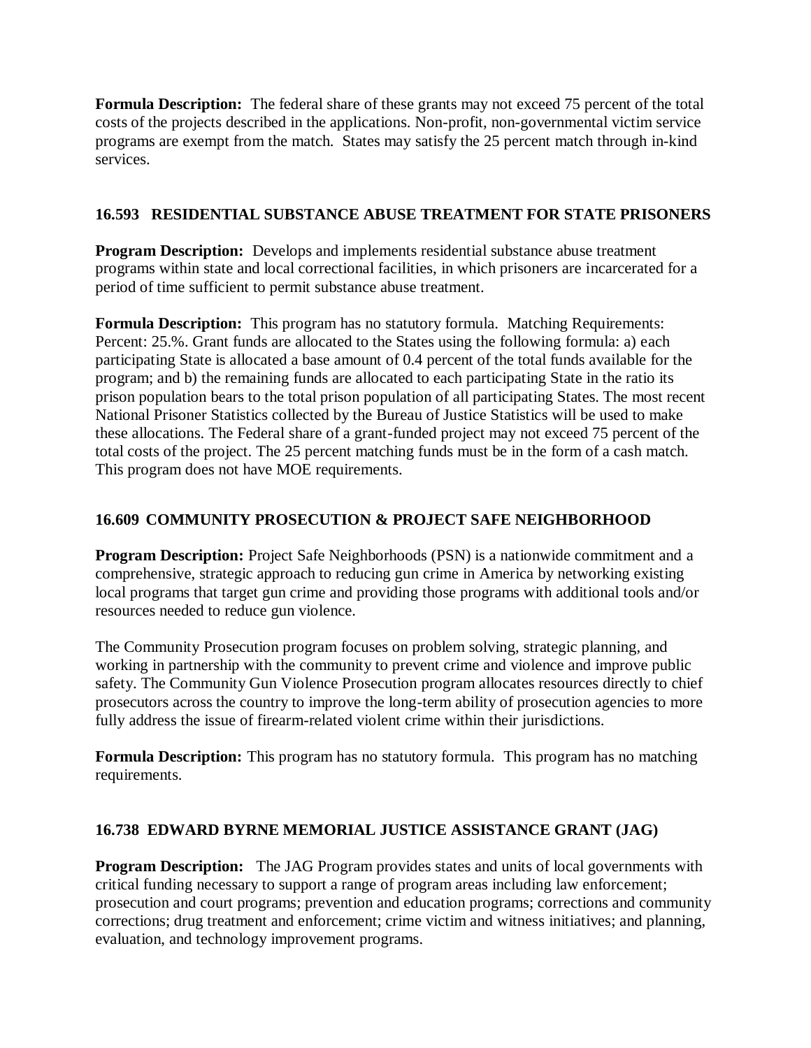**Formula Description:** The federal share of these grants may not exceed 75 percent of the total costs of the projects described in the applications. Non-profit, non-governmental victim service programs are exempt from the match. States may satisfy the 25 percent match through in-kind services.

### 16.593 RESIDENTIAL SUBSTANCE ABUSE TREATMENT FOR STATE PRISONERS

**Program Description:** Develops and implements residential substance abuse treatment programs within state and local correctional facilities, in which prisoners are incarcerated for a period of time sufficient to permit substance abuse treatment.

**Formula Description:** This program has no statutory formula. Matching Requirements: Percent: 25.%. Grant funds are allocated to the States using the following formula: a) each participating State is allocated a base amount of 0.4 percent of the total funds available for the program; and b) the remaining funds are allocated to each participating State in the ratio its prison population bears to the total prison population of all participating States. The most recent National Prisoner Statistics collected by the Bureau of Justice Statistics will be used to make these allocations. The Federal share of a grant-funded project may not exceed 75 percent of the total costs of the project. The 25 percent matching funds must be in the form of a cash match. This program does not have MOE requirements.

### 16.609 COMMUNITY PROSECUTION & PROJECT SAFE NEIGHBORHOOD

**Program Description:** Project Safe Neighborhoods (PSN) is a nationwide commitment and a comprehensive, strategic approach to reducing gun crime in America by networking existing local programs that target gun crime and providing those programs with additional tools and/or resources needed to reduce gun violence.

The Community Prosecution program focuses on problem solving, strategic planning, and working in partnership with the community to prevent crime and violence and improve public safety. The Community Gun Violence Prosecution program allocates resources directly to chief prosecutors across the country to improve the long-term ability of prosecution agencies to more fully address the issue of firearm-related violent crime within their jurisdictions.

**Formula Description:** This program has no statutory formula. This program has no matching requirements.

### 16.738 EDWARD BYRNE MEMORIAL JUSTICE ASSISTANCE GRANT (JAG)

**Program Description:** The JAG Program provides states and units of local governments with critical funding necessary to support a range of program areas including law enforcement; prosecution and court programs; prevention and education programs; corrections and community corrections; drug treatment and enforcement; crime victim and witness initiatives; and planning, evaluation, and technology improvement programs.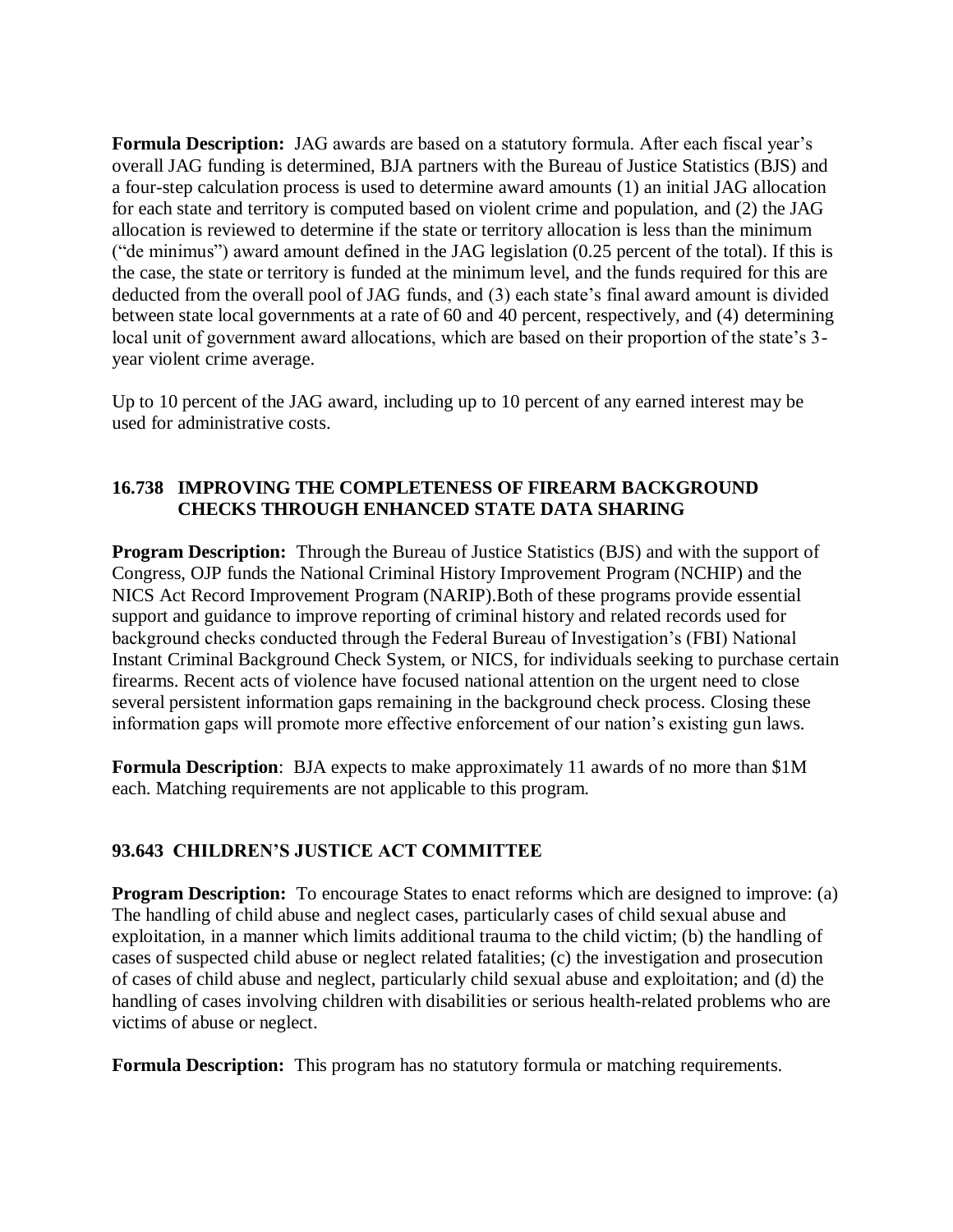**Formula Description:** JAG awards are based on a statutory formula. After each fiscal year's overall JAG funding is determined, BJA partners with the Bureau of Justice Statistics (BJS) and a four-step calculation process is used to determine award amounts (1) an initial JAG allocation for each state and territory is computed based on violent crime and population, and (2) the JAG allocation is reviewed to determine if the state or territory allocation is less than the minimum ("de minimus") award amount defined in the JAG legislation (0.25 percent of the total). If this is the case, the state or territory is funded at the minimum level, and the funds required for this are deducted from the overall pool of JAG funds, and (3) each state's final award amount is divided between state local governments at a rate of 60 and 40 percent, respectively, and (4) determining local unit of government award allocations, which are based on their proportion of the state's 3-year violent crime average.

Up to 10 percent of the JAG award, including up to 10 percent of any earned interest may be used for administrative costs.

### 16.738 IMPROVING THE COMPLETENESS OF FIREARM BACKGROUND CHECKS THROUGH ENHANCED STATE DATA SHARING

**Program Description:** Through the Bureau of Justice Statistics (BJS) and with the support of Congress, OJP funds the National Criminal History Improvement Program (NCHIP) and the NICS Act Record Improvement Program (NARIP).Both of these programs provide essential support and guidance to improve reporting of criminal history and related records used for background checks conducted through the Federal Bureau of Investigation's (FBI) National Instant Criminal Background Check System, or NICS, for individuals seeking to purchase certain firearms. Recent acts of violence have focused national attention on the urgent need to close several persistent information gaps remaining in the background check process. Closing these information gaps will promote more effective enforcement of our nation's existing gun laws.

**Formula Description**: BJA expects to make approximately 11 awards of no more than $1M each. Matching requirements are not applicable to this program.

### 93.643 CHILDREN'S JUSTICE ACT COMMITTEE

**Program Description:** To encourage States to enact reforms which are designed to improve: (a) The handling of child abuse and neglect cases, particularly cases of child sexual abuse and exploitation, in a manner which limits additional trauma to the child victim; (b) the handling of cases of suspected child abuse or neglect related fatalities; (c) the investigation and prosecution of cases of child abuse and neglect, particularly child sexual abuse and exploitation; and (d) the handling of cases involving children with disabilities or serious health-related problems who are victims of abuse or neglect.

**Formula Description:** This program has no statutory formula or matching requirements.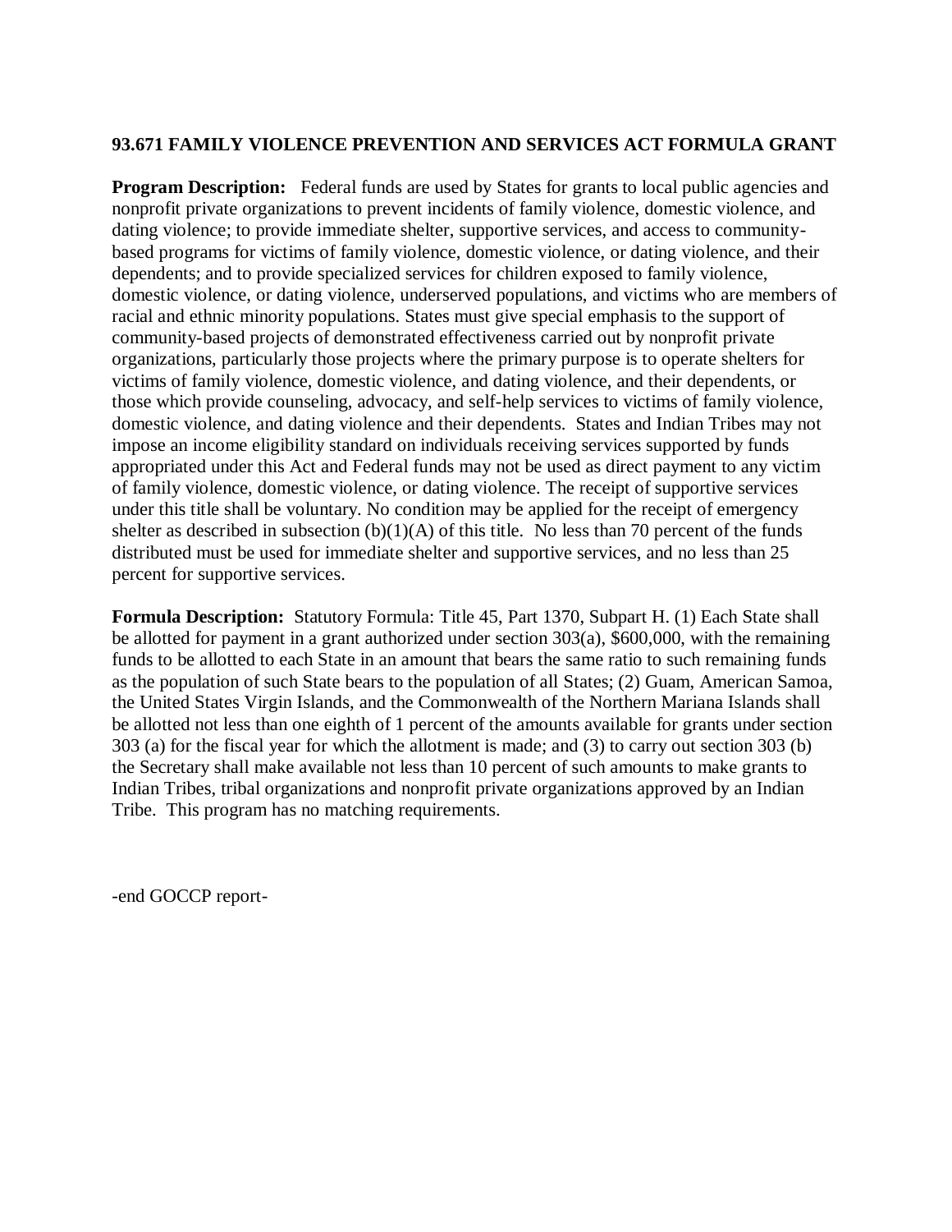**93.671 FAMILY VIOLENCE PREVENTION AND SERVICES ACT FORMULA GRANT**

**Program Description:** Federal funds are used by States for grants to local public agencies and nonprofit private organizations to prevent incidents of family violence, domestic violence, and dating violence; to provide immediate shelter, supportive services, and access to community-based programs for victims of family violence, domestic violence, or dating violence, and their dependents; and to provide specialized services for children exposed to family violence, domestic violence, or dating violence, underserved populations, and victims who are members of racial and ethnic minority populations. States must give special emphasis to the support of community-based projects of demonstrated effectiveness carried out by nonprofit private organizations, particularly those projects where the primary purpose is to operate shelters for victims of family violence, domestic violence, and dating violence, and their dependents, or those which provide counseling, advocacy, and self-help services to victims of family violence, domestic violence, and dating violence and their dependents. States and Indian Tribes may not impose an income eligibility standard on individuals receiving services supported by funds appropriated under this Act and Federal funds may not be used as direct payment to any victim of family violence, domestic violence, or dating violence. The receipt of supportive services under this title shall be voluntary. No condition may be applied for the receipt of emergency shelter as described in subsection (b)(1)(A) of this title. No less than 70 percent of the funds distributed must be used for immediate shelter and supportive services, and no less than 25 percent for supportive services.

**Formula Description:** Statutory Formula: Title 45, Part 1370, Subpart H. (1) Each State shall be allotted for payment in a grant authorized under section 303(a), $600,000, with the remaining funds to be allotted to each State in an amount that bears the same ratio to such remaining funds as the population of such State bears to the population of all States; (2) Guam, American Samoa, the United States Virgin Islands, and the Commonwealth of the Northern Mariana Islands shall be allotted not less than one eighth of 1 percent of the amounts available for grants under section 303 (a) for the fiscal year for which the allotment is made; and (3) to carry out section 303 (b) the Secretary shall make available not less than 10 percent of such amounts to make grants to Indian Tribes, tribal organizations and nonprofit private organizations approved by an Indian Tribe. This program has no matching requirements.

-end GOCCP report-